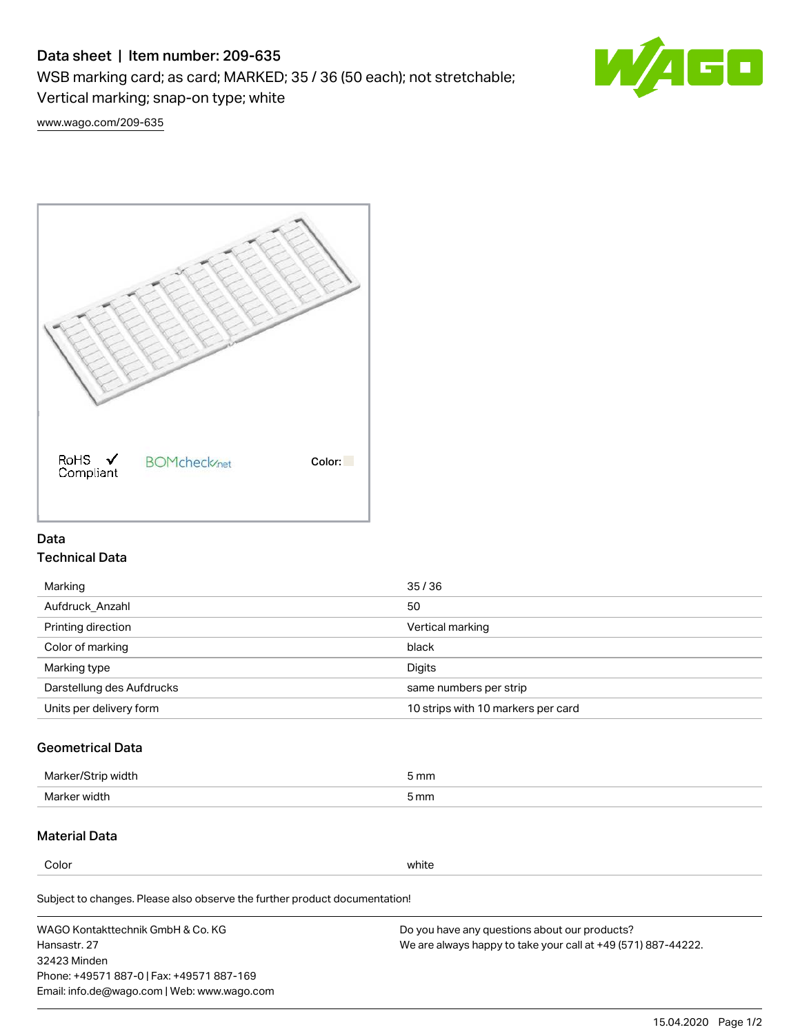# Data sheet | Item number: 209-635

WSB marking card; as card; MARKED; 35 / 36 (50 each); not stretchable; Vertical marking; snap-on type; white

www.wago.com/209-635

RoHS ✓ Compliant   BOMcheck.net   Color:

## Data

### Technical Data

| | |
|---|---|
| Marking | 35 / 36 |
| Aufdruck_Anzahl | 50 |
| Printing direction | Vertical marking |
| Color of marking | black |
| Marking type | Digits |
| Darstellung des Aufdrucks | same numbers per strip |
| Units per delivery form | 10 strips with 10 markers per card |

### Geometrical Data

| | |
|---|---|
| Marker/Strip width | 5 mm |
| Marker width | 5 mm |

### Material Data

| | |
|---|---|
| Color | white |

Subject to changes. Please also observe the further product documentation!

WAGO Kontakttechnik GmbH & Co. KG
Hansastr. 27
32423 Minden
Phone: +49571 887-0 | Fax: +49571 887-169
Email: info.de@wago.com | Web: www.wago.com

Do you have any questions about our products?
We are always happy to take your call at +49 (571) 887-44222.

15.04.2020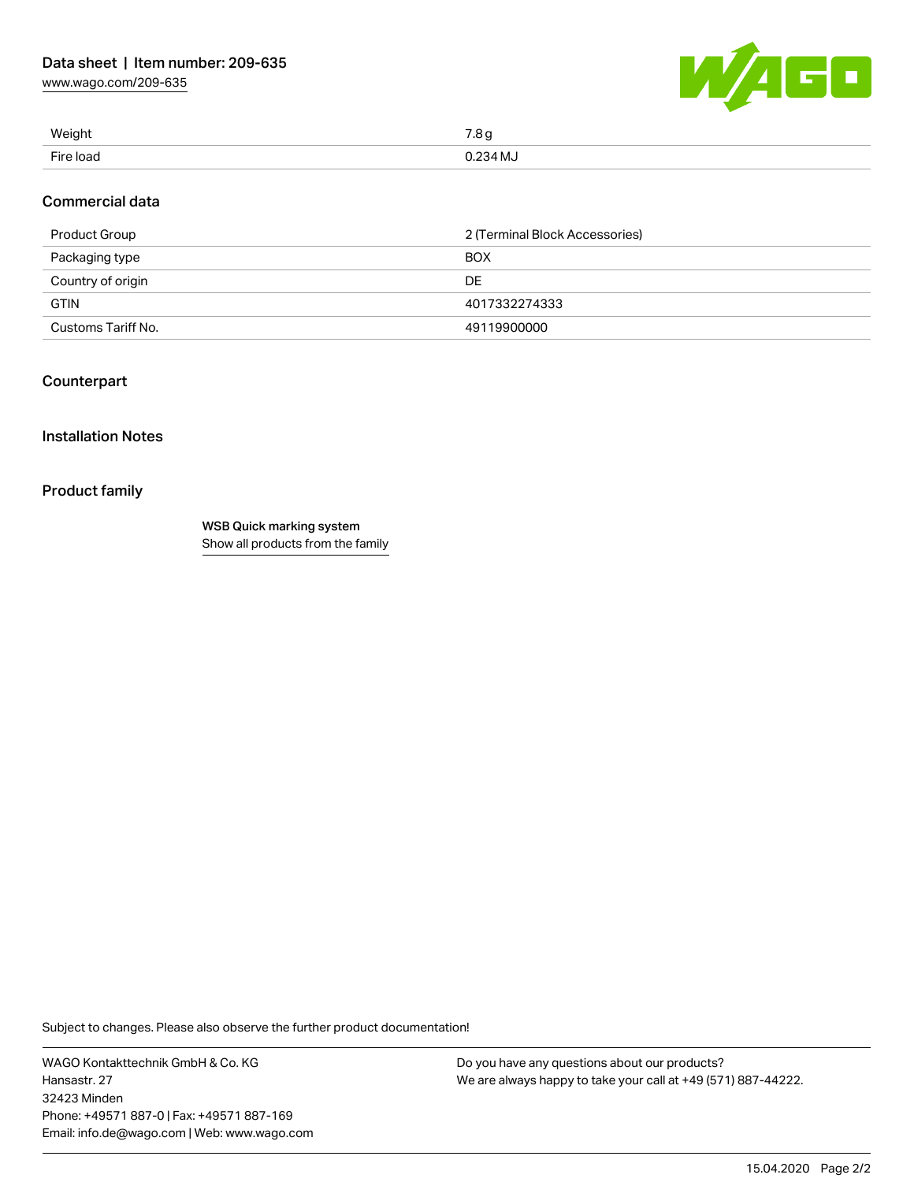| | |
|---|---|
| Weight | 7.8 g |
| Fire load | 0.234 MJ |

## Commercial data

| | |
|---|---|
| Product Group | 2 (Terminal Block Accessories) |
| Packaging type | BOX |
| Country of origin | DE |
| GTIN | 4017332274333 |
| Customs Tariff No. | 49119900000 |

## Counterpart

## Installation Notes

## Product family

**WSB Quick marking system**
Show all products from the family

Subject to changes. Please also observe the further product documentation!

WAGO Kontakttechnik GmbH & Co. KG
Hansastr. 27
32423 Minden
Phone: +49571 887-0 | Fax: +49571 887-169
Email: info.de@wago.com | Web: www.wago.com

Do you have any questions about our products?
We are always happy to take your call at +49 (571) 887-44222.

15.04.2020